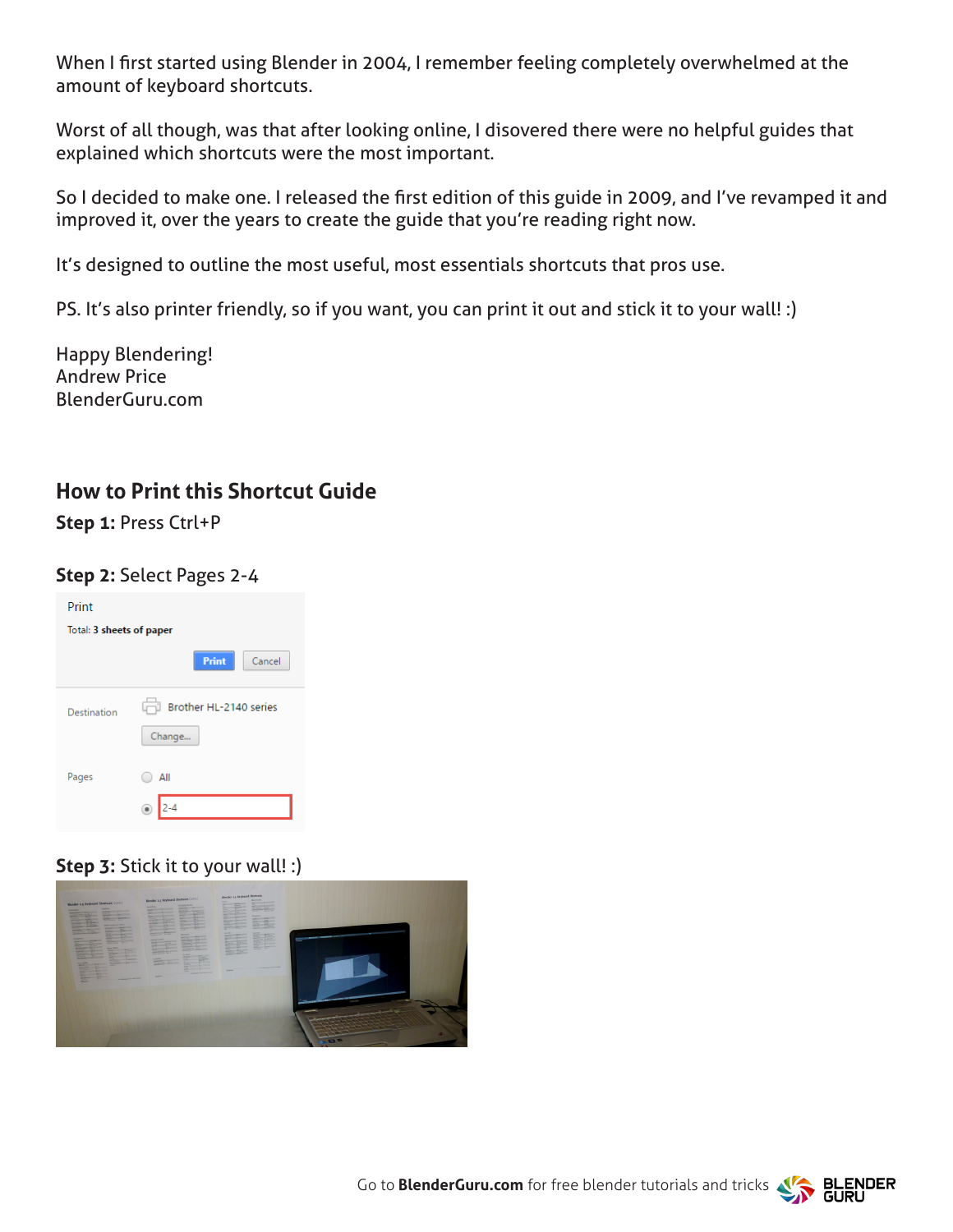When I first started using Blender in 2004, I remember feeling completely overwhelmed at the amount of keyboard shortcuts.

Worst of all though, was that after looking online, I disovered there were no helpful guides that explained which shortcuts were the most important.

So I decided to make one. I released the first edition of this guide in 2009, and I've revamped it and improved it, over the years to create the guide that you're reading right now.

It's designed to outline the most useful, most essentials shortcuts that pros use.

PS. It's also printer friendly, so if you want, you can print it out and stick it to your wall! :)

Happy Blendering!
Andrew Price
BlenderGuru.com

## How to Print this Shortcut Guide

**Step 1:** Press Ctrl+P

**Step 2:** Select Pages 2-4

Print

Total: **3 sheets of paper**

Print  Cancel

Destination  Brother HL-2140 series

Change...

Pages  All

2-4

**Step 3:** Stick it to your wall! :)

Go to **BlenderGuru.com** for free blender tutorials and tricks BLENDER GURU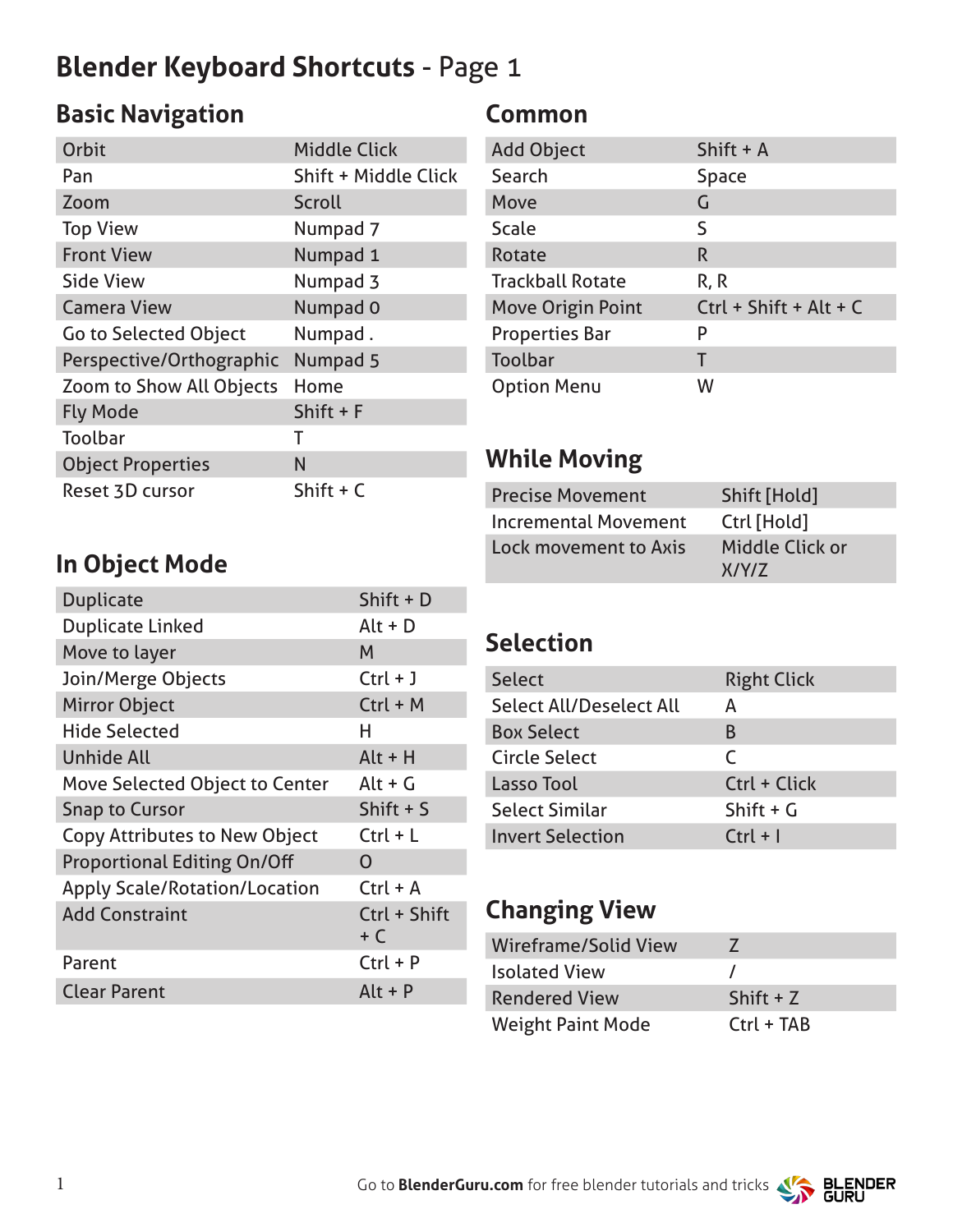# Blender Keyboard Shortcuts - Page 1

## Basic Navigation

| Orbit | Middle Click |
|---|---|
| Pan | Shift + Middle Click |
| Zoom | Scroll |
| Top View | Numpad 7 |
| Front View | Numpad 1 |
| Side View | Numpad 3 |
| Camera View | Numpad 0 |
| Go to Selected Object | Numpad . |
| Perspective/Orthographic | Numpad 5 |
| Zoom to Show All Objects | Home |
| Fly Mode | Shift + F |
| Toolbar | T |
| Object Properties | N |
| Reset 3D cursor | Shift + C |

## In Object Mode

| Duplicate | Shift + D |
|---|---|
| Duplicate Linked | Alt + D |
| Move to layer | M |
| Join/Merge Objects | Ctrl + J |
| Mirror Object | Ctrl + M |
| Hide Selected | H |
| Unhide All | Alt + H |
| Move Selected Object to Center | Alt + G |
| Snap to Cursor | Shift + S |
| Copy Attributes to New Object | Ctrl + L |
| Proportional Editing On/Off | O |
| Apply Scale/Rotation/Location | Ctrl + A |
| Add Constraint | Ctrl + Shift + C |
| Parent | Ctrl + P |
| Clear Parent | Alt + P |

## Common

| Add Object | Shift + A |
|---|---|
| Search | Space |
| Move | G |
| Scale | S |
| Rotate | R |
| Trackball Rotate | R, R |
| Move Origin Point | Ctrl + Shift + Alt + C |
| Properties Bar | P |
| Toolbar | T |
| Option Menu | W |

## While Moving

| Precise Movement | Shift [Hold] |
|---|---|
| Incremental Movement | Ctrl [Hold] |
| Lock movement to Axis | Middle Click or X/Y/Z |

## Selection

| Select | Right Click |
|---|---|
| Select All/Deselect All | A |
| Box Select | B |
| Circle Select | C |
| Lasso Tool | Ctrl + Click |
| Select Similar | Shift + G |
| Invert Selection | Ctrl + I |

## Changing View

| Wireframe/Solid View | Z |
|---|---|
| Isolated View | / |
| Rendered View | Shift + Z |
| Weight Paint Mode | Ctrl + TAB |

Go to **BlenderGuru.com** for free blender tutorials and tricks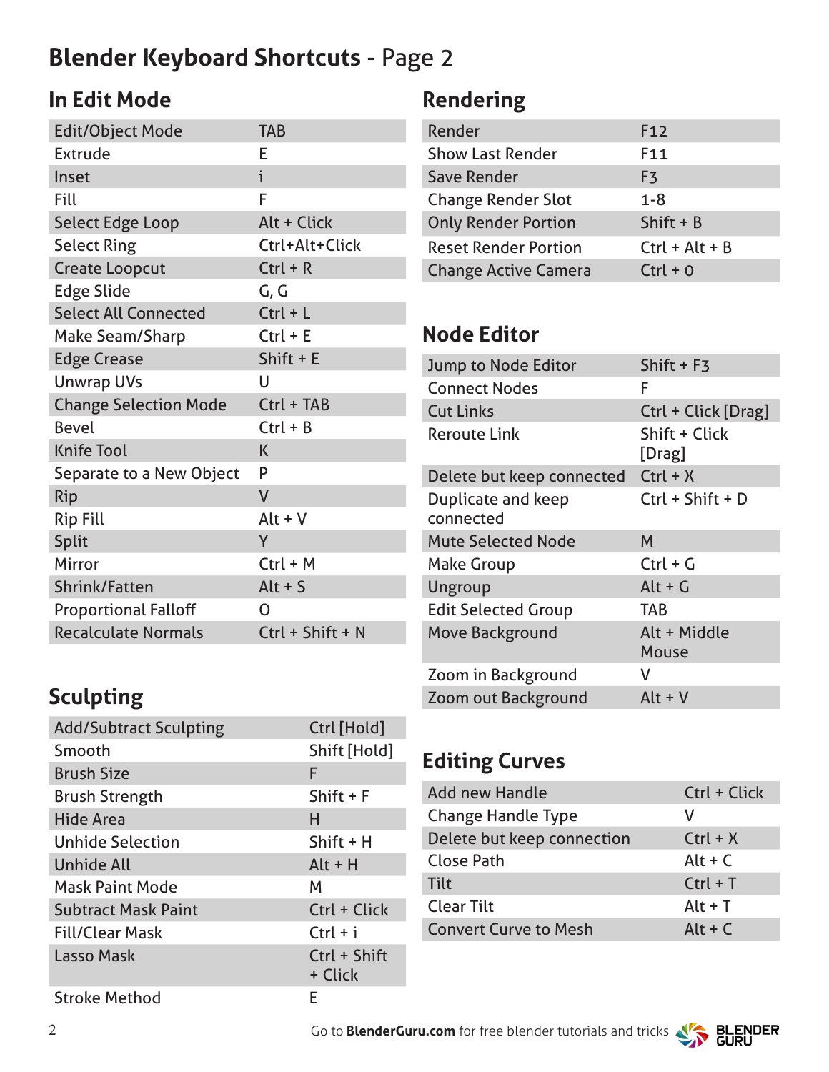# Blender Keyboard Shortcuts - Page 2

## In Edit Mode

| | |
|---|---|
| Edit/Object Mode | TAB |
| Extrude | E |
| Inset | i |
| Fill | F |
| Select Edge Loop | Alt + Click |
| Select Ring | Ctrl+Alt+Click |
| Create Loopcut | Ctrl + R |
| Edge Slide | G, G |
| Select All Connected | Ctrl + L |
| Make Seam/Sharp | Ctrl + E |
| Edge Crease | Shift + E |
| Unwrap UVs | U |
| Change Selection Mode | Ctrl + TAB |
| Bevel | Ctrl + B |
| Knife Tool | K |
| Separate to a New Object | P |
| Rip | V |
| Rip Fill | Alt + V |
| Split | Y |
| Mirror | Ctrl + M |
| Shrink/Fatten | Alt + S |
| Proportional Falloff | O |
| Recalculate Normals | Ctrl + Shift + N |

## Sculpting

| | |
|---|---|
| Add/Subtract Sculpting | Ctrl [Hold] |
| Smooth | Shift [Hold] |
| Brush Size | F |
| Brush Strength | Shift + F |
| Hide Area | H |
| Unhide Selection | Shift + H |
| Unhide All | Alt + H |
| Mask Paint Mode | M |
| Subtract Mask Paint | Ctrl + Click |
| Fill/Clear Mask | Ctrl + i |
| Lasso Mask | Ctrl + Shift + Click |
| Stroke Method | E |

## Rendering

| | |
|---|---|
| Render | F12 |
| Show Last Render | F11 |
| Save Render | F3 |
| Change Render Slot | 1-8 |
| Only Render Portion | Shift + B |
| Reset Render Portion | Ctrl + Alt + B |
| Change Active Camera | Ctrl + 0 |

## Node Editor

| | |
|---|---|
| Jump to Node Editor | Shift + F3 |
| Connect Nodes | F |
| Cut Links | Ctrl + Click [Drag] |
| Reroute Link | Shift + Click [Drag] |
| Delete but keep connected | Ctrl + X |
| Duplicate and keep connected | Ctrl + Shift + D |
| Mute Selected Node | M |
| Make Group | Ctrl + G |
| Ungroup | Alt + G |
| Edit Selected Group | TAB |
| Move Background | Alt + Middle Mouse |
| Zoom in Background | V |
| Zoom out Background | Alt + V |

## Editing Curves

| | |
|---|---|
| Add new Handle | Ctrl + Click |
| Change Handle Type | V |
| Delete but keep connection | Ctrl + X |
| Close Path | Alt + C |
| Tilt | Ctrl + T |
| Clear Tilt | Alt + T |
| Convert Curve to Mesh | Alt + C |

Go to **BlenderGuru.com** for free blender tutorials and tricks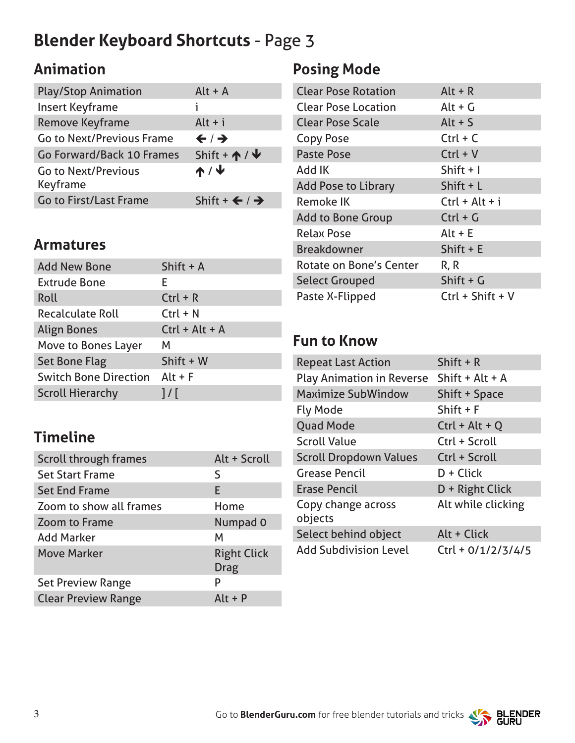# Blender Keyboard Shortcuts - Page 3

## Animation

| Action | Shortcut |
|---|---|
| Play/Stop Animation | Alt + A |
| Insert Keyframe | i |
| Remove Keyframe | Alt + i |
| Go to Next/Previous Frame | ← / → |
| Go Forward/Back 10 Frames | Shift + ↑ / ↓ |
| Go to Next/Previous Keyframe | ↑ / ↓ |
| Go to First/Last Frame | Shift + ← / → |

## Armatures

| Action | Shortcut |
|---|---|
| Add New Bone | Shift + A |
| Extrude Bone | E |
| Roll | Ctrl + R |
| Recalculate Roll | Ctrl + N |
| Align Bones | Ctrl + Alt + A |
| Move to Bones Layer | M |
| Set Bone Flag | Shift + W |
| Switch Bone Direction | Alt + F |
| Scroll Hierarchy | ] / [ |

## Timeline

| Action | Shortcut |
|---|---|
| Scroll through frames | Alt + Scroll |
| Set Start Frame | S |
| Set End Frame | E |
| Zoom to show all frames | Home |
| Zoom to Frame | Numpad 0 |
| Add Marker | M |
| Move Marker | Right Click Drag |
| Set Preview Range | P |
| Clear Preview Range | Alt + P |

## Posing Mode

| Action | Shortcut |
|---|---|
| Clear Pose Rotation | Alt + R |
| Clear Pose Location | Alt + G |
| Clear Pose Scale | Alt + S |
| Copy Pose | Ctrl + C |
| Paste Pose | Ctrl + V |
| Add IK | Shift + I |
| Add Pose to Library | Shift + L |
| Remoke IK | Ctrl + Alt + i |
| Add to Bone Group | Ctrl + G |
| Relax Pose | Alt + E |
| Breakdowner | Shift + E |
| Rotate on Bone's Center | R, R |
| Select Grouped | Shift + G |
| Paste X-Flipped | Ctrl + Shift + V |

## Fun to Know

| Action | Shortcut |
|---|---|
| Repeat Last Action | Shift + R |
| Play Animation in Reverse | Shift + Alt + A |
| Maximize SubWindow | Shift + Space |
| Fly Mode | Shift + F |
| Quad Mode | Ctrl + Alt + Q |
| Scroll Value | Ctrl + Scroll |
| Scroll Dropdown Values | Ctrl + Scroll |
| Grease Pencil | D + Click |
| Erase Pencil | D + Right Click |
| Copy change across objects | Alt while clicking |
| Select behind object | Alt + Click |
| Add Subdivision Level | Ctrl + 0/1/2/3/4/5 |

Go to **BlenderGuru.com** for free blender tutorials and tricks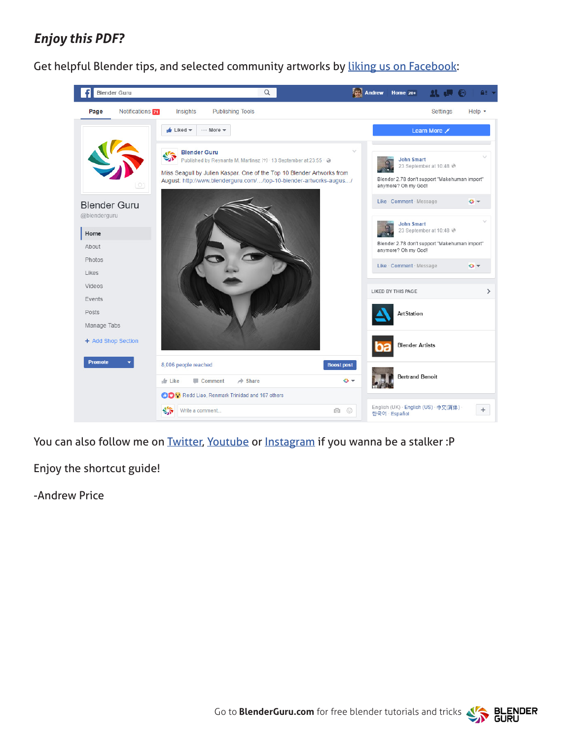## *Enjoy this PDF?*

Get helpful Blender tips, and selected community artworks by liking us on Facebook:

You can also follow me on Twitter, Youtube or Instagram if you wanna be a stalker :P

Enjoy the shortcut guide!

-Andrew Price